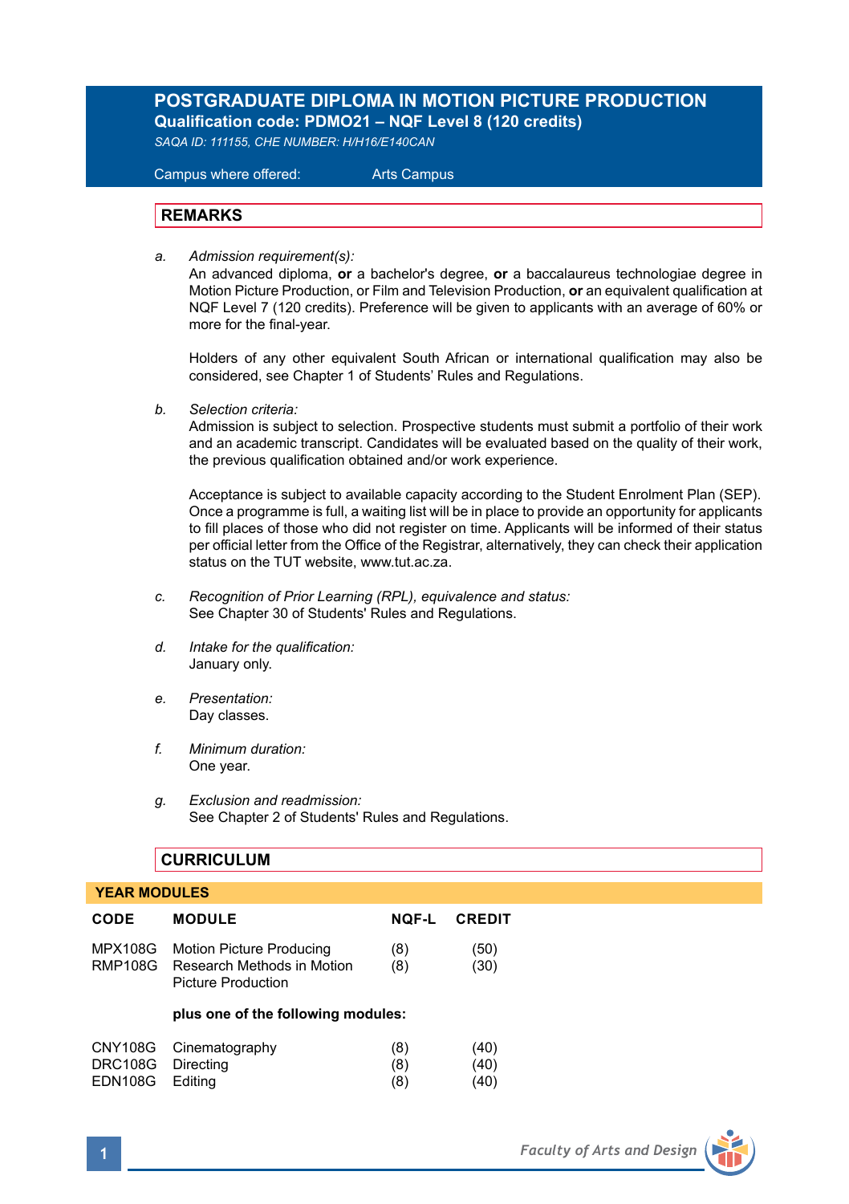# POSTGRADUATE DIPLOMA IN MOTION PICTURE PRODUCTION

**Qualification code: PDMO21 – NQF Level 8 (120 credits)**

*SAQA ID: 111155, CHE NUMBER: H/H16/E140CAN*

Campus where offered: Arts Campus

## REMARKS

a. *Admission requirement(s):*
An advanced diploma, **or** a bachelor's degree, **or** a baccalaureus technologiae degree in Motion Picture Production, or Film and Television Production, **or** an equivalent qualification at NQF Level 7 (120 credits). Preference will be given to applicants with an average of 60% or more for the final-year.

Holders of any other equivalent South African or international qualification may also be considered, see Chapter 1 of Students' Rules and Regulations.

b. *Selection criteria:*
Admission is subject to selection. Prospective students must submit a portfolio of their work and an academic transcript. Candidates will be evaluated based on the quality of their work, the previous qualification obtained and/or work experience.

Acceptance is subject to available capacity according to the Student Enrolment Plan (SEP). Once a programme is full, a waiting list will be in place to provide an opportunity for applicants to fill places of those who did not register on time. Applicants will be informed of their status per official letter from the Office of the Registrar, alternatively, they can check their application status on the TUT website, www.tut.ac.za.

c. *Recognition of Prior Learning (RPL), equivalence and status:*
See Chapter 30 of Students' Rules and Regulations.

d. *Intake for the qualification:*
January only.

e. *Presentation:*
Day classes.

f. *Minimum duration:*
One year.

g. *Exclusion and readmission:*
See Chapter 2 of Students' Rules and Regulations.

## CURRICULUM

### YEAR MODULES

| CODE | MODULE | NQF-L | CREDIT |
|---|---|---|---|
| MPX108G | Motion Picture Producing | (8) | (50) |
| RMP108G | Research Methods in Motion Picture Production | (8) | (30) |
| | **plus one of the following modules:** | | |
| CNY108G | Cinematography | (8) | (40) |
| DRC108G | Directing | (8) | (40) |
| EDN108G | Editing | (8) | (40) |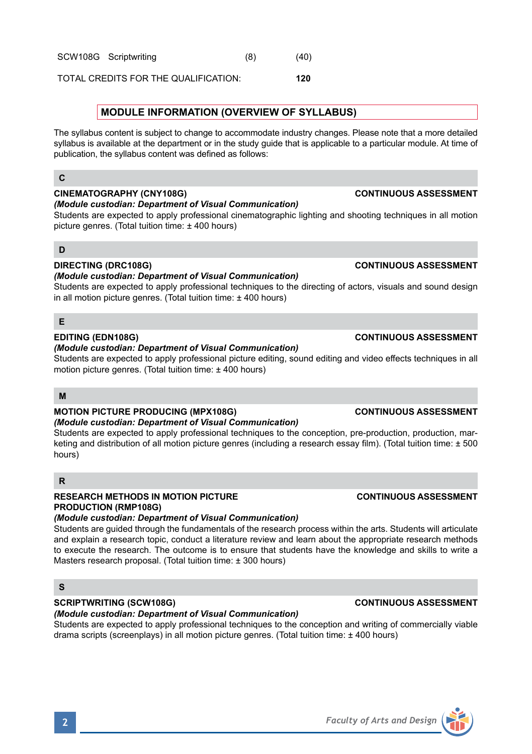| | | | |
|---|---|---|---|
| SCW108G | Scriptwriting | (8) | (40) |
| TOTAL CREDITS FOR THE QUALIFICATION: | | | **120** |

## MODULE INFORMATION (OVERVIEW OF SYLLABUS)

The syllabus content is subject to change to accommodate industry changes. Please note that a more detailed syllabus is available at the department or in the study guide that is applicable to a particular module. At time of publication, the syllabus content was defined as follows:

### C

**CINEMATOGRAPHY (CNY108G)** **CONTINUOUS ASSESSMENT**

***(Module custodian: Department of Visual Communication)***

Students are expected to apply professional cinematographic lighting and shooting techniques in all motion picture genres. (Total tuition time: ± 400 hours)

### D

**DIRECTING (DRC108G)** **CONTINUOUS ASSESSMENT**

***(Module custodian: Department of Visual Communication)***

Students are expected to apply professional techniques to the directing of actors, visuals and sound design in all motion picture genres. (Total tuition time: ± 400 hours)

### E

**EDITING (EDN108G)** **CONTINUOUS ASSESSMENT**

***(Module custodian: Department of Visual Communication)***

Students are expected to apply professional picture editing, sound editing and video effects techniques in all motion picture genres. (Total tuition time: ± 400 hours)

### M

**MOTION PICTURE PRODUCING (MPX108G)** **CONTINUOUS ASSESSMENT**

***(Module custodian: Department of Visual Communication)***

Students are expected to apply professional techniques to the conception, pre-production, production, marketing and distribution of all motion picture genres (including a research essay film). (Total tuition time: ± 500 hours)

### R

**RESEARCH METHODS IN MOTION PICTURE PRODUCTION (RMP108G)** **CONTINUOUS ASSESSMENT**

***(Module custodian: Department of Visual Communication)***

Students are guided through the fundamentals of the research process within the arts. Students will articulate and explain a research topic, conduct a literature review and learn about the appropriate research methods to execute the research. The outcome is to ensure that students have the knowledge and skills to write a Masters research proposal. (Total tuition time: ± 300 hours)

### S

**SCRIPTWRITING (SCW108G)** **CONTINUOUS ASSESSMENT**

***(Module custodian: Department of Visual Communication)***

Students are expected to apply professional techniques to the conception and writing of commercially viable drama scripts (screenplays) in all motion picture genres. (Total tuition time: ± 400 hours)